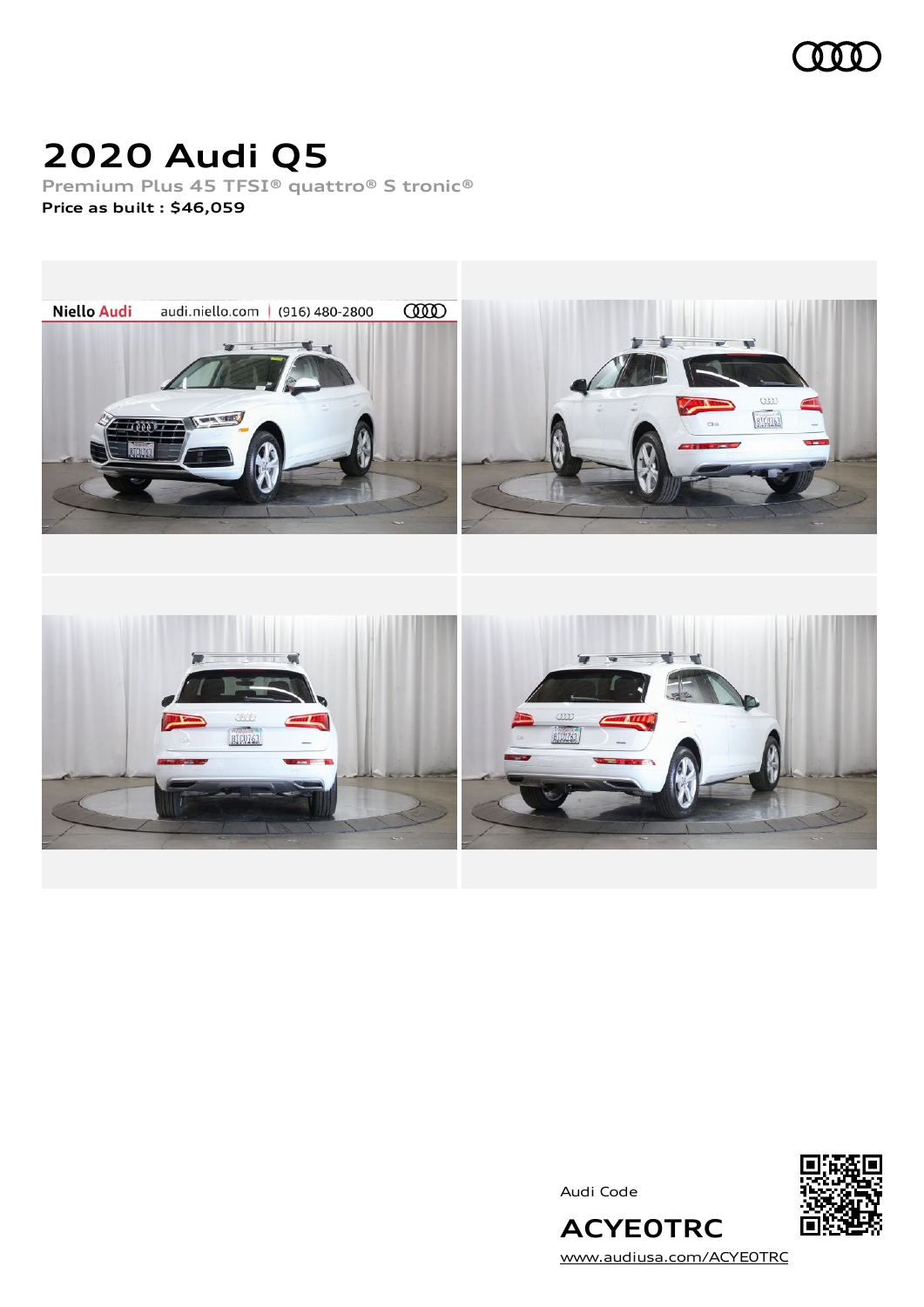# 2020 Audi Q5

**Premium Plus 45 TFSI® quattro® S tronic®**

**Price as built : $46,059**

Audi Code

**ACYE0TRC**

[www.audiusa.com/ACYE0TRC](www.audiusa.com/ACYE0TRC)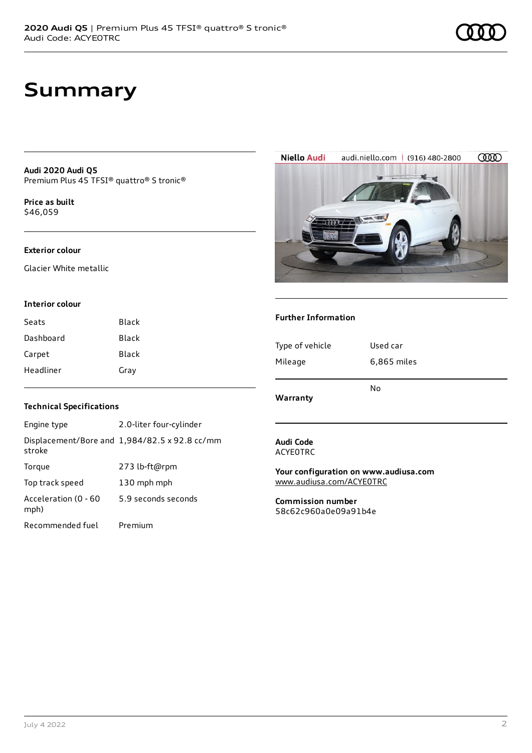# Summary

**Audi 2020 Audi Q5**
Premium Plus 45 TFSI® quattro® S tronic®

**Price as built**
$46,059

### Exterior colour

Glacier White metallic

### Interior colour

| | |
|---|---|
| Seats | Black |
| Dashboard | Black |
| Carpet | Black |
| Headliner | Gray |

### Technical Specifications

| | |
|---|---|
| Engine type | 2.0-liter four-cylinder |
| Displacement/Bore and stroke | 1,984/82.5 x 92.8 cc/mm |
| Torque | 273 lb-ft@rpm |
| Top track speed | 130 mph mph |
| Acceleration (0 - 60 mph) | 5.9 seconds seconds |
| Recommended fuel | Premium |

### Further Information

| | |
|---|---|
| Type of vehicle | Used car |
| Mileage | 6,865 miles |
| Warranty | No |

**Audi Code**
ACYE0TRC

**Your configuration on www.audiusa.com**
www.audiusa.com/ACYE0TRC

**Commission number**
58c62c960a0e09a91b4e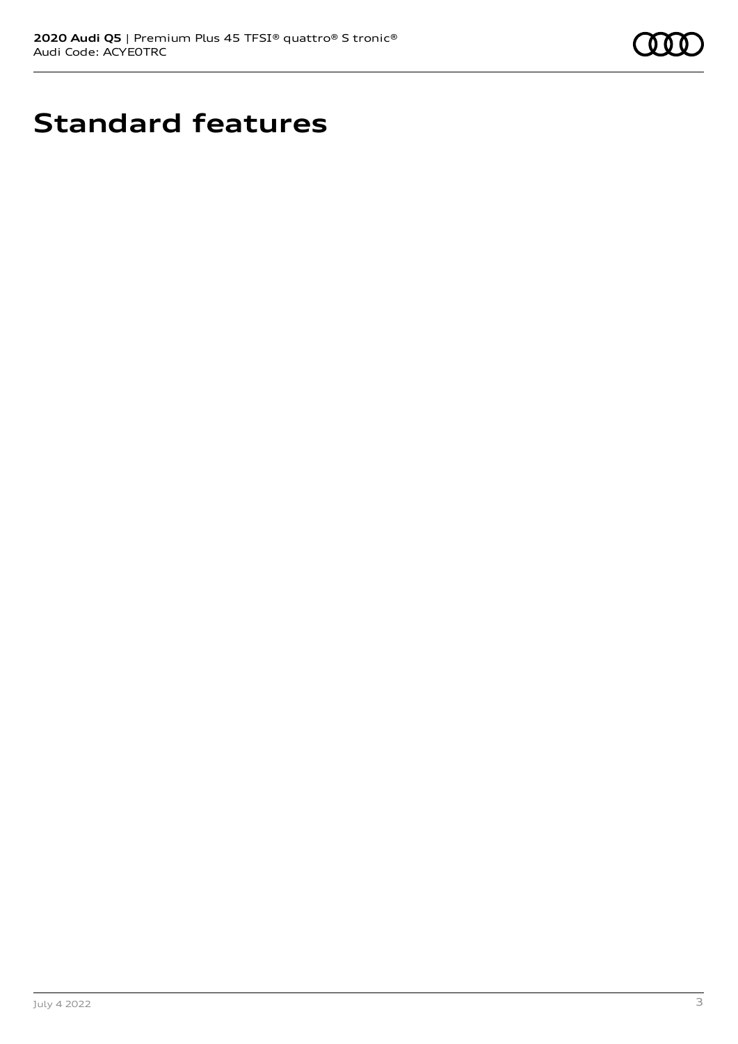# Standard features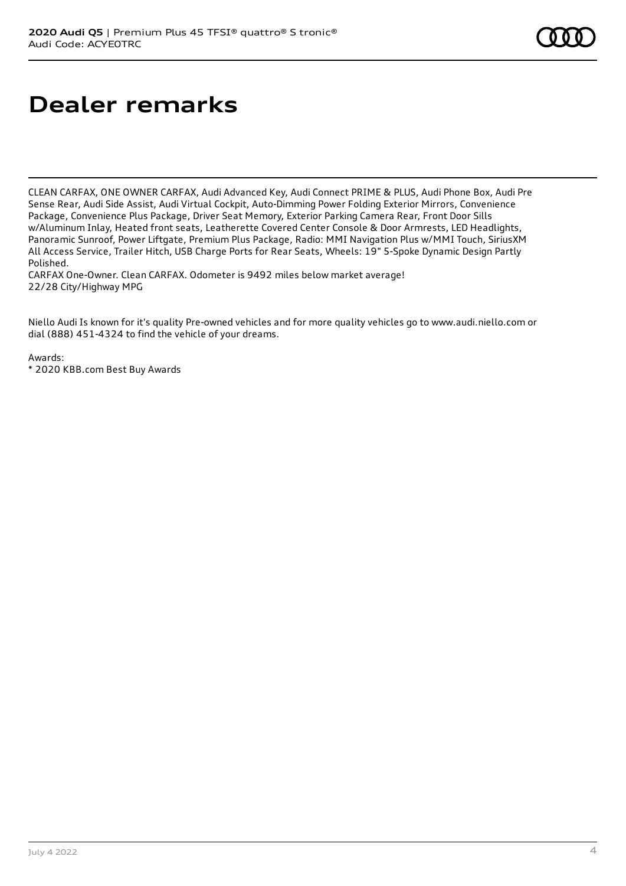# Dealer remarks

CLEAN CARFAX, ONE OWNER CARFAX, Audi Advanced Key, Audi Connect PRIME & PLUS, Audi Phone Box, Audi Pre Sense Rear, Audi Side Assist, Audi Virtual Cockpit, Auto-Dimming Power Folding Exterior Mirrors, Convenience Package, Convenience Plus Package, Driver Seat Memory, Exterior Parking Camera Rear, Front Door Sills w/Aluminum Inlay, Heated front seats, Leatherette Covered Center Console & Door Armrests, LED Headlights, Panoramic Sunroof, Power Liftgate, Premium Plus Package, Radio: MMI Navigation Plus w/MMI Touch, SiriusXM All Access Service, Trailer Hitch, USB Charge Ports for Rear Seats, Wheels: 19" 5-Spoke Dynamic Design Partly Polished.
CARFAX One-Owner. Clean CARFAX. Odometer is 9492 miles below market average!
22/28 City/Highway MPG

Niello Audi Is known for it's quality Pre-owned vehicles and for more quality vehicles go to www.audi.niello.com or dial (888) 451-4324 to find the vehicle of your dreams.

Awards:
* 2020 KBB.com Best Buy Awards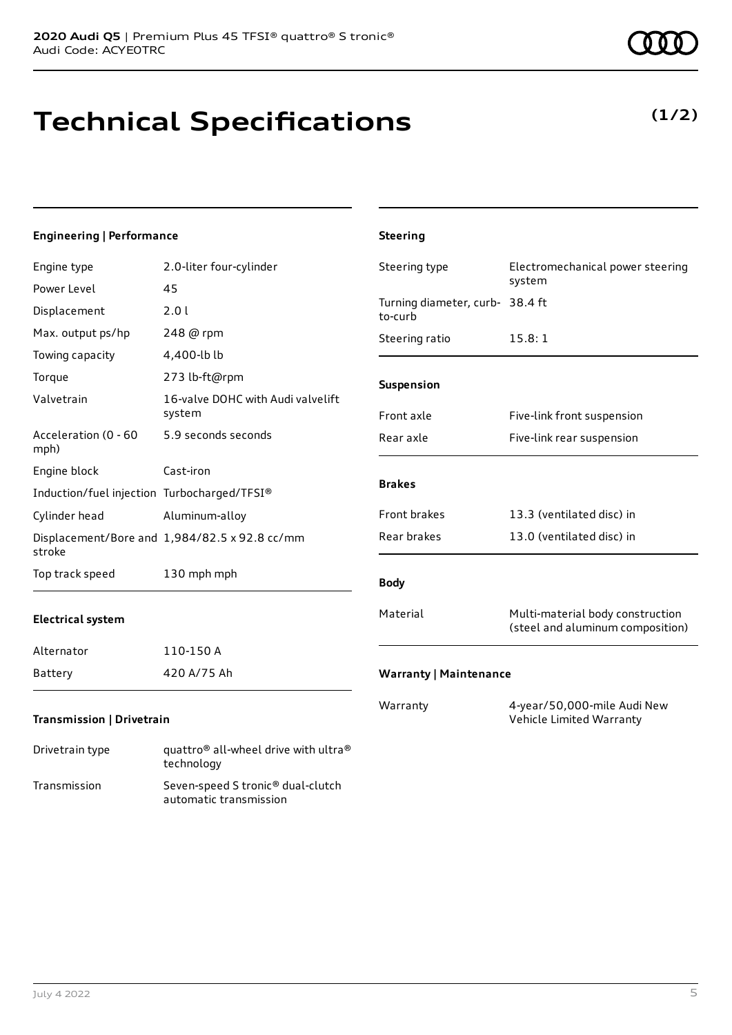# Technical Specifications

**(1/2)**

### Engineering | Performance

| | |
|---|---|
| Engine type | 2.0-liter four-cylinder |
| Power Level | 45 |
| Displacement | 2.0 l |
| Max. output ps/hp | 248 @ rpm |
| Towing capacity | 4,400-lb lb |
| Torque | 273 lb-ft@rpm |
| Valvetrain | 16-valve DOHC with Audi valvelift system |
| Acceleration (0 - 60 mph) | 5.9 seconds seconds |
| Engine block | Cast-iron |
| Induction/fuel injection | Turbocharged/TFSI® |
| Cylinder head | Aluminum-alloy |
| Displacement/Bore and stroke | 1,984/82.5 x 92.8 cc/mm |
| Top track speed | 130 mph mph |

### Electrical system

| | |
|---|---|
| Alternator | 110-150 A |
| Battery | 420 A/75 Ah |

### Transmission | Drivetrain

| | |
|---|---|
| Drivetrain type | quattro® all-wheel drive with ultra® technology |
| Transmission | Seven-speed S tronic® dual-clutch automatic transmission |

### Steering

| | |
|---|---|
| Steering type | Electromechanical power steering system |
| Turning diameter, curb-to-curb | 38.4 ft |
| Steering ratio | 15.8: 1 |

### Suspension

| | |
|---|---|
| Front axle | Five-link front suspension |
| Rear axle | Five-link rear suspension |

### Brakes

| | |
|---|---|
| Front brakes | 13.3 (ventilated disc) in |
| Rear brakes | 13.0 (ventilated disc) in |

### Body

| | |
|---|---|
| Material | Multi-material body construction (steel and aluminum composition) |

### Warranty | Maintenance

| | |
|---|---|
| Warranty | 4-year/50,000-mile Audi New Vehicle Limited Warranty |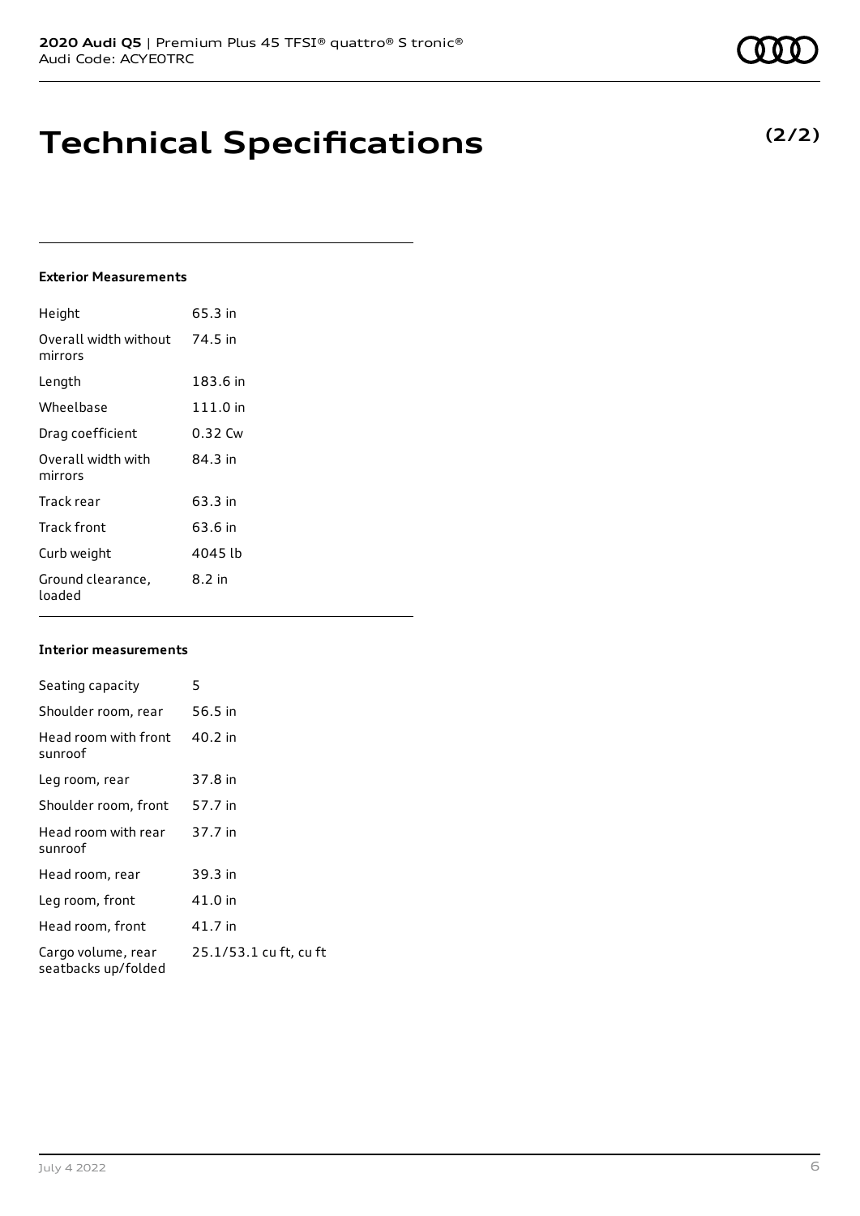# Technical Specifications

**(2/2)**

### Exterior Measurements

| | |
|---|---|
| Height | 65.3 in |
| Overall width without mirrors | 74.5 in |
| Length | 183.6 in |
| Wheelbase | 111.0 in |
| Drag coefficient | 0.32 Cw |
| Overall width with mirrors | 84.3 in |
| Track rear | 63.3 in |
| Track front | 63.6 in |
| Curb weight | 4045 lb |
| Ground clearance, loaded | 8.2 in |

### Interior measurements

| | |
|---|---|
| Seating capacity | 5 |
| Shoulder room, rear | 56.5 in |
| Head room with front sunroof | 40.2 in |
| Leg room, rear | 37.8 in |
| Shoulder room, front | 57.7 in |
| Head room with rear sunroof | 37.7 in |
| Head room, rear | 39.3 in |
| Leg room, front | 41.0 in |
| Head room, front | 41.7 in |
| Cargo volume, rear seatbacks up/folded | 25.1/53.1 cu ft, cu ft |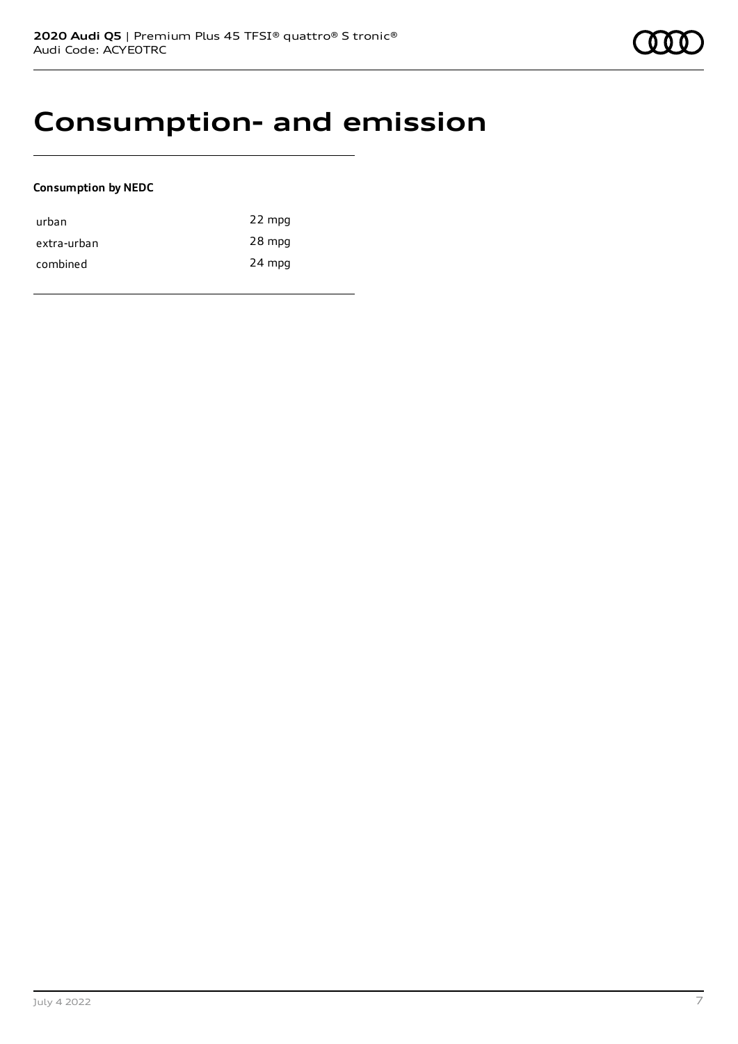# Consumption- and emission

**Consumption by NEDC**

| | |
|---|---|
| urban | 22 mpg |
| extra-urban | 28 mpg |
| combined | 24 mpg |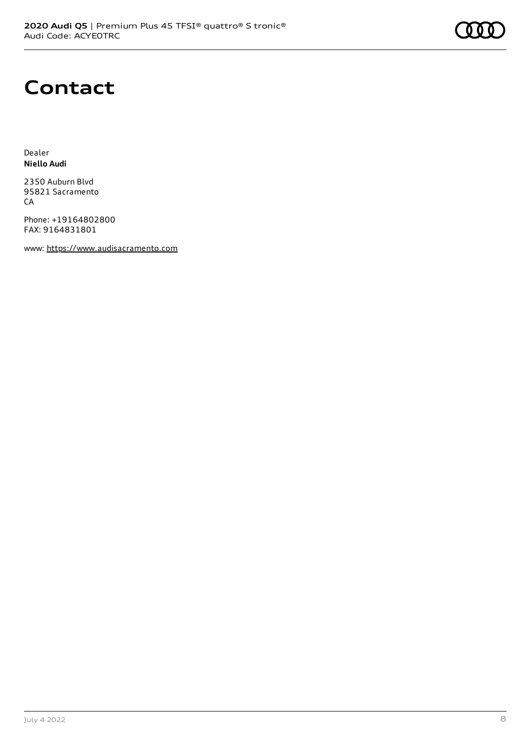# Contact

Dealer
**Niello Audi**

2350 Auburn Blvd
95821 Sacramento
CA

Phone: +19164802800
FAX: 9164831801

www: https://www.audisacramento.com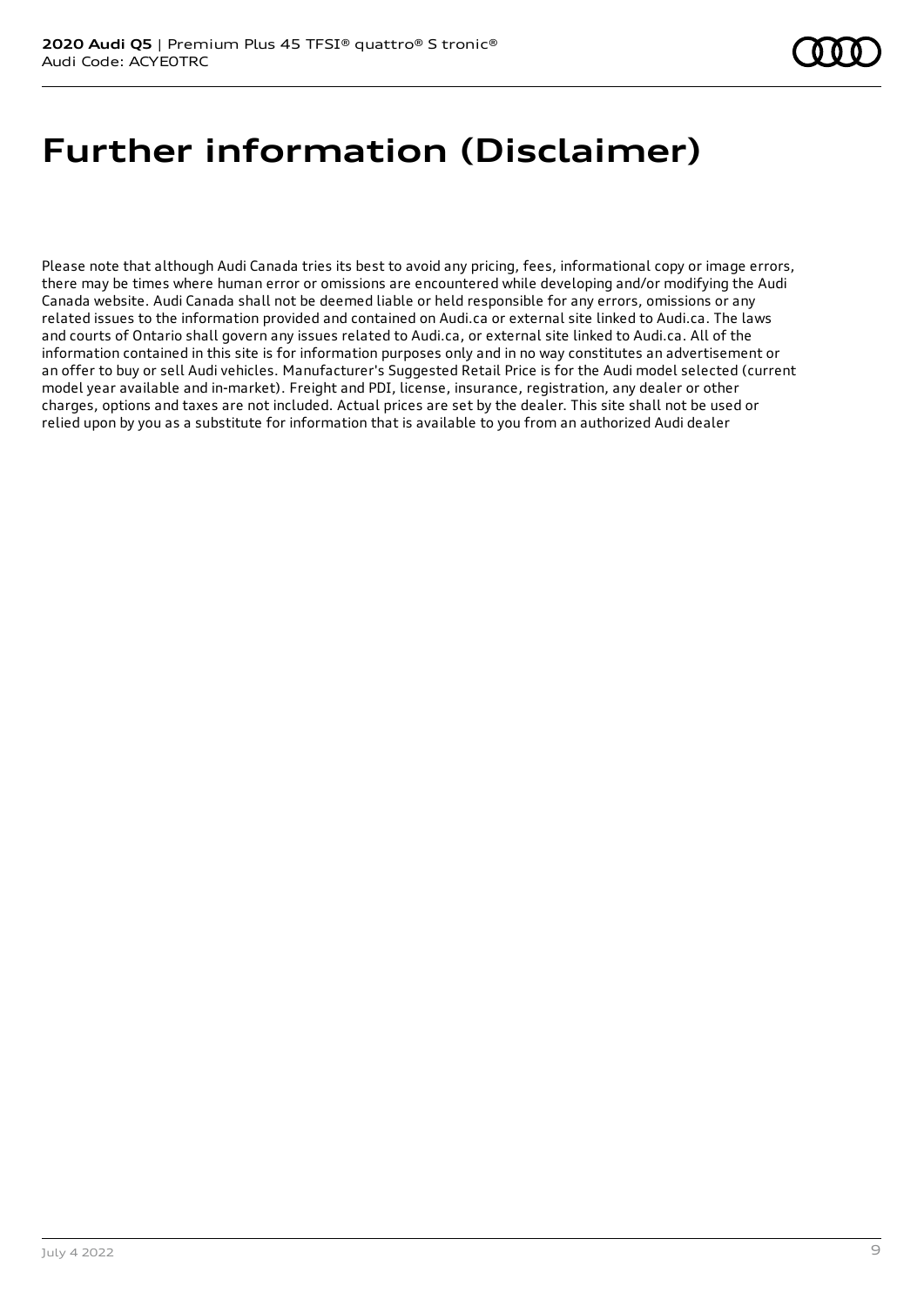# Further information (Disclaimer)

Please note that although Audi Canada tries its best to avoid any pricing, fees, informational copy or image errors, there may be times where human error or omissions are encountered while developing and/or modifying the Audi Canada website. Audi Canada shall not be deemed liable or held responsible for any errors, omissions or any related issues to the information provided and contained on Audi.ca or external site linked to Audi.ca. The laws and courts of Ontario shall govern any issues related to Audi.ca, or external site linked to Audi.ca. All of the information contained in this site is for information purposes only and in no way constitutes an advertisement or an offer to buy or sell Audi vehicles. Manufacturer's Suggested Retail Price is for the Audi model selected (current model year available and in-market). Freight and PDI, license, insurance, registration, any dealer or other charges, options and taxes are not included. Actual prices are set by the dealer. This site shall not be used or relied upon by you as a substitute for information that is available to you from an authorized Audi dealer